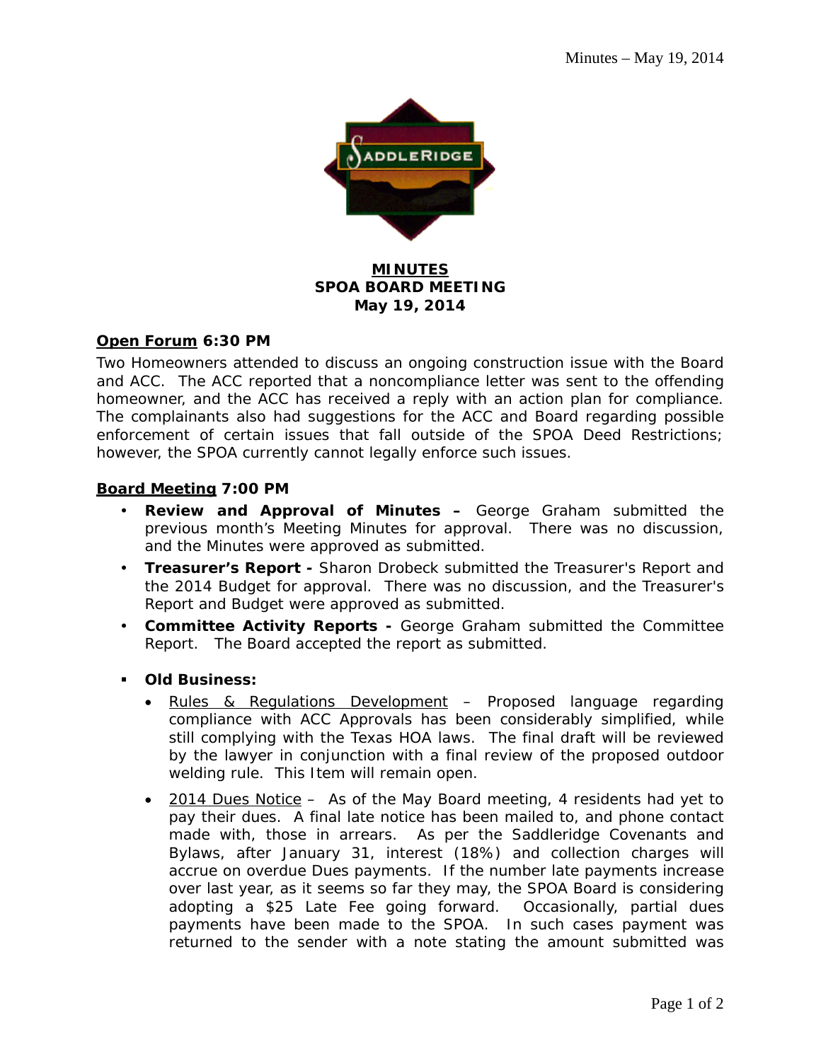**MINUTES**
**SPOA BOARD MEETING**
**May 19, 2014**

**Open Forum 6:30 PM**

Two Homeowners attended to discuss an ongoing construction issue with the Board and ACC. The ACC reported that a noncompliance letter was sent to the offending homeowner, and the ACC has received a reply with an action plan for compliance. The complainants also had suggestions for the ACC and Board regarding possible enforcement of certain issues that fall outside of the SPOA Deed Restrictions; however, the SPOA currently cannot legally enforce such issues.

**Board Meeting 7:00 PM**

- **Review and Approval of Minutes –** George Graham submitted the previous month's Meeting Minutes for approval. There was no discussion, and the Minutes were approved as submitted.
- **Treasurer's Report -** Sharon Drobeck submitted the Treasurer's Report and the 2014 Budget for approval. There was no discussion, and the Treasurer's Report and Budget were approved as submitted.
- **Committee Activity Reports -** George Graham submitted the Committee Report. The Board accepted the report as submitted.

- **Old Business:**
  - Rules & Regulations Development – Proposed language regarding compliance with ACC Approvals has been considerably simplified, while still complying with the Texas HOA laws. The final draft will be reviewed by the lawyer in conjunction with a final review of the proposed outdoor welding rule. This Item will remain open.
  - 2014 Dues Notice – As of the May Board meeting, 4 residents had yet to pay their dues. A final late notice has been mailed to, and phone contact made with, those in arrears. As per the Saddleridge Covenants and Bylaws, after January 31, interest (18%) and collection charges will accrue on overdue Dues payments. If the number late payments increase over last year, as it seems so far they may, the SPOA Board is considering adopting a $25 Late Fee going forward. Occasionally, partial dues payments have been made to the SPOA. In such cases payment was returned to the sender with a note stating the amount submitted was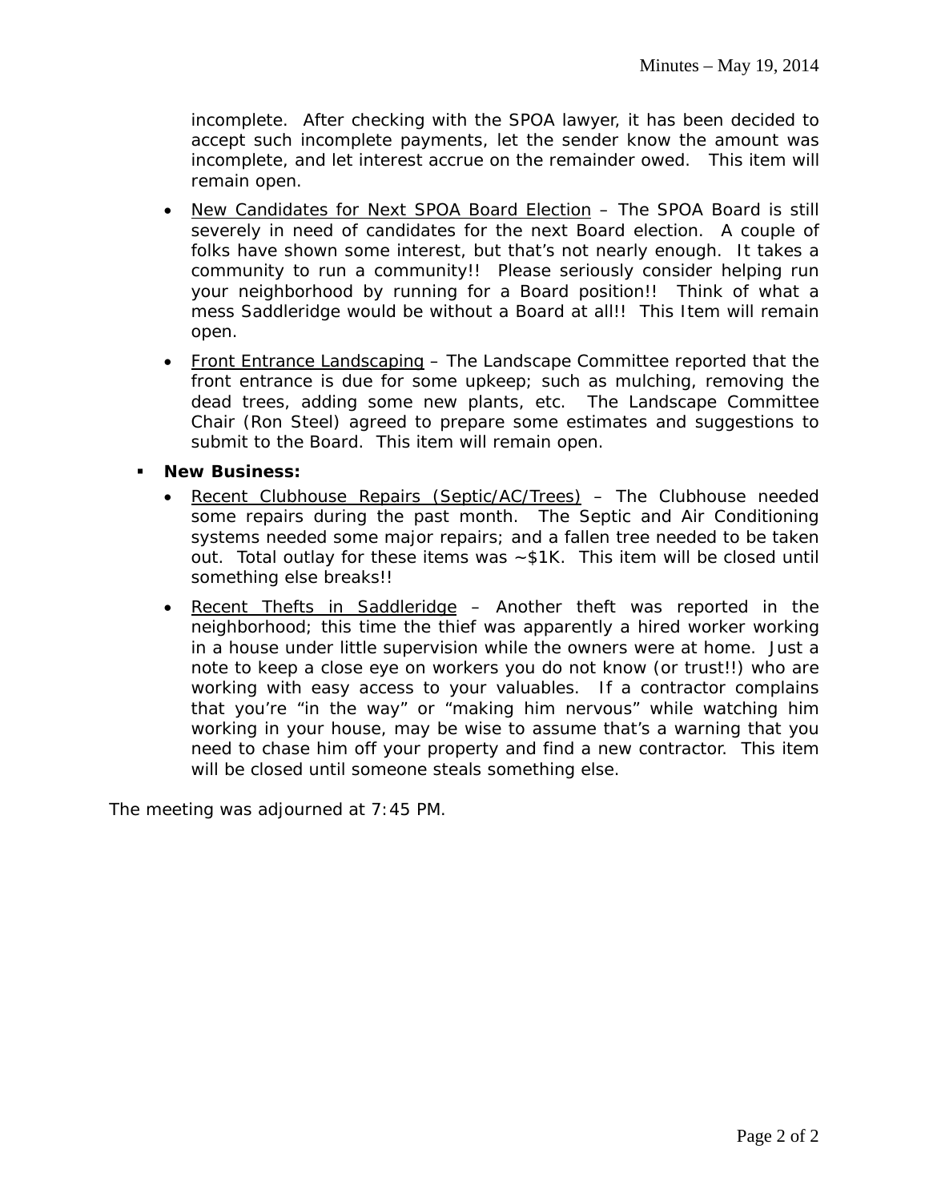incomplete. After checking with the SPOA lawyer, it has been decided to accept such incomplete payments, let the sender know the amount was incomplete, and let interest accrue on the remainder owed. This item will remain open.

- New Candidates for Next SPOA Board Election – The SPOA Board is still severely in need of candidates for the next Board election. A couple of folks have shown some interest, but that's not nearly enough. It takes a community to run a community!! Please seriously consider helping run your neighborhood by running for a Board position!! Think of what a mess Saddleridge would be without a Board at all!! This Item will remain open.

- Front Entrance Landscaping – The Landscape Committee reported that the front entrance is due for some upkeep; such as mulching, removing the dead trees, adding some new plants, etc. The Landscape Committee Chair (Ron Steel) agreed to prepare some estimates and suggestions to submit to the Board. This item will remain open.

- **New Business:**
  - Recent Clubhouse Repairs (Septic/AC/Trees) – The Clubhouse needed some repairs during the past month. The Septic and Air Conditioning systems needed some major repairs; and a fallen tree needed to be taken out. Total outlay for these items was ~$1K. This item will be closed until something else breaks!!
  - Recent Thefts in Saddleridge – Another theft was reported in the neighborhood; this time the thief was apparently a hired worker working in a house under little supervision while the owners were at home. Just a note to keep a close eye on workers you do not know (or trust!!) who are working with easy access to your valuables. If a contractor complains that you're "in the way" or "making him nervous" while watching him working in your house, may be wise to assume that's a warning that you need to chase him off your property and find a new contractor. This item will be closed until someone steals something else.

The meeting was adjourned at 7:45 PM.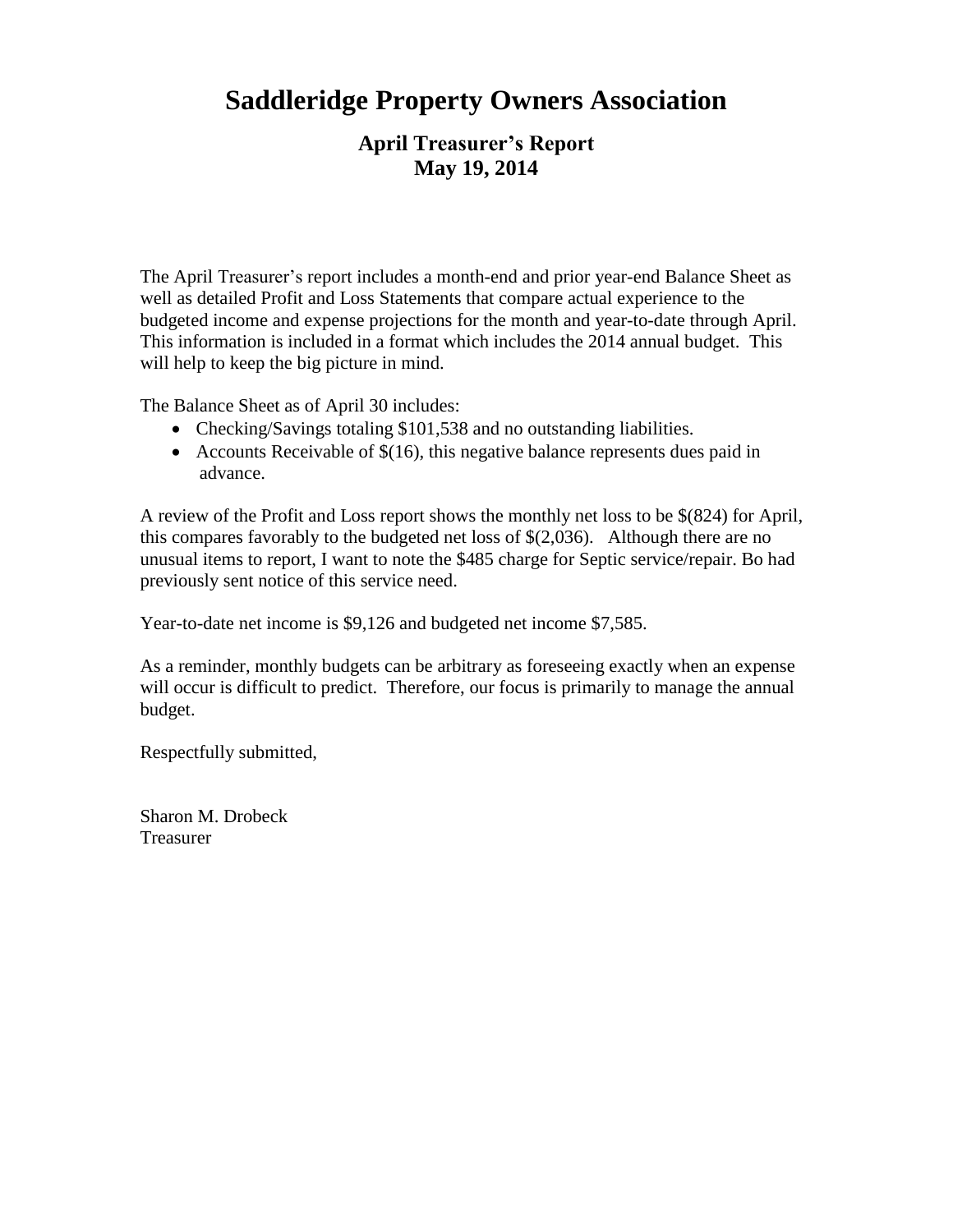# Saddleridge Property Owners Association

## April Treasurer's Report
## May 19, 2014

The April Treasurer's report includes a month-end and prior year-end Balance Sheet as well as detailed Profit and Loss Statements that compare actual experience to the budgeted income and expense projections for the month and year-to-date through April. This information is included in a format which includes the 2014 annual budget. This will help to keep the big picture in mind.

The Balance Sheet as of April 30 includes:

- Checking/Savings totaling $101,538 and no outstanding liabilities.
- Accounts Receivable of $(16), this negative balance represents dues paid in advance.

A review of the Profit and Loss report shows the monthly net loss to be $(824) for April, this compares favorably to the budgeted net loss of $(2,036). Although there are no unusual items to report, I want to note the $485 charge for Septic service/repair. Bo had previously sent notice of this service need.

Year-to-date net income is $9,126 and budgeted net income $7,585.

As a reminder, monthly budgets can be arbitrary as foreseeing exactly when an expense will occur is difficult to predict. Therefore, our focus is primarily to manage the annual budget.

Respectfully submitted,

Sharon M. Drobeck
Treasurer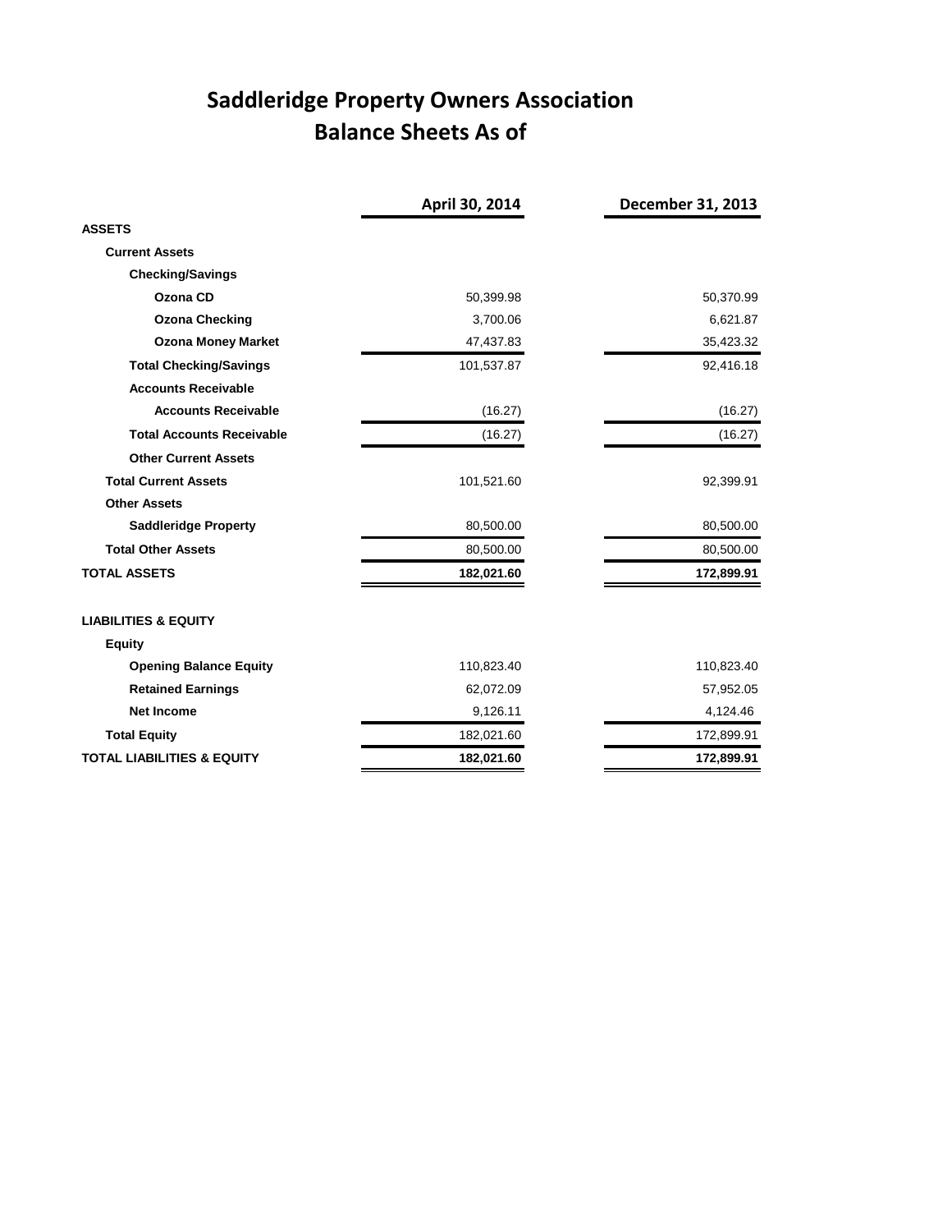# Saddleridge Property Owners Association
## Balance Sheets As of

| | April 30, 2014 | December 31, 2013 |
|---|---|---|
| **ASSETS** | | |
| **Current Assets** | | |
| **Checking/Savings** | | |
| **Ozona CD** | 50,399.98 | 50,370.99 |
| **Ozona Checking** | 3,700.06 | 6,621.87 |
| **Ozona Money Market** | 47,437.83 | 35,423.32 |
| **Total Checking/Savings** | 101,537.87 | 92,416.18 |
| **Accounts Receivable** | | |
| **Accounts Receivable** | (16.27) | (16.27) |
| **Total Accounts Receivable** | (16.27) | (16.27) |
| **Other Current Assets** | | |
| **Total Current Assets** | 101,521.60 | 92,399.91 |
| **Other Assets** | | |
| **Saddleridge Property** | 80,500.00 | 80,500.00 |
| **Total Other Assets** | 80,500.00 | 80,500.00 |
| **TOTAL ASSETS** | **182,021.60** | **172,899.91** |
| | | |
| **LIABILITIES & EQUITY** | | |
| **Equity** | | |
| **Opening Balance Equity** | 110,823.40 | 110,823.40 |
| **Retained Earnings** | 62,072.09 | 57,952.05 |
| **Net Income** | 9,126.11 | 4,124.46 |
| **Total Equity** | 182,021.60 | 172,899.91 |
| **TOTAL LIABILITIES & EQUITY** | **182,021.60** | **172,899.91** |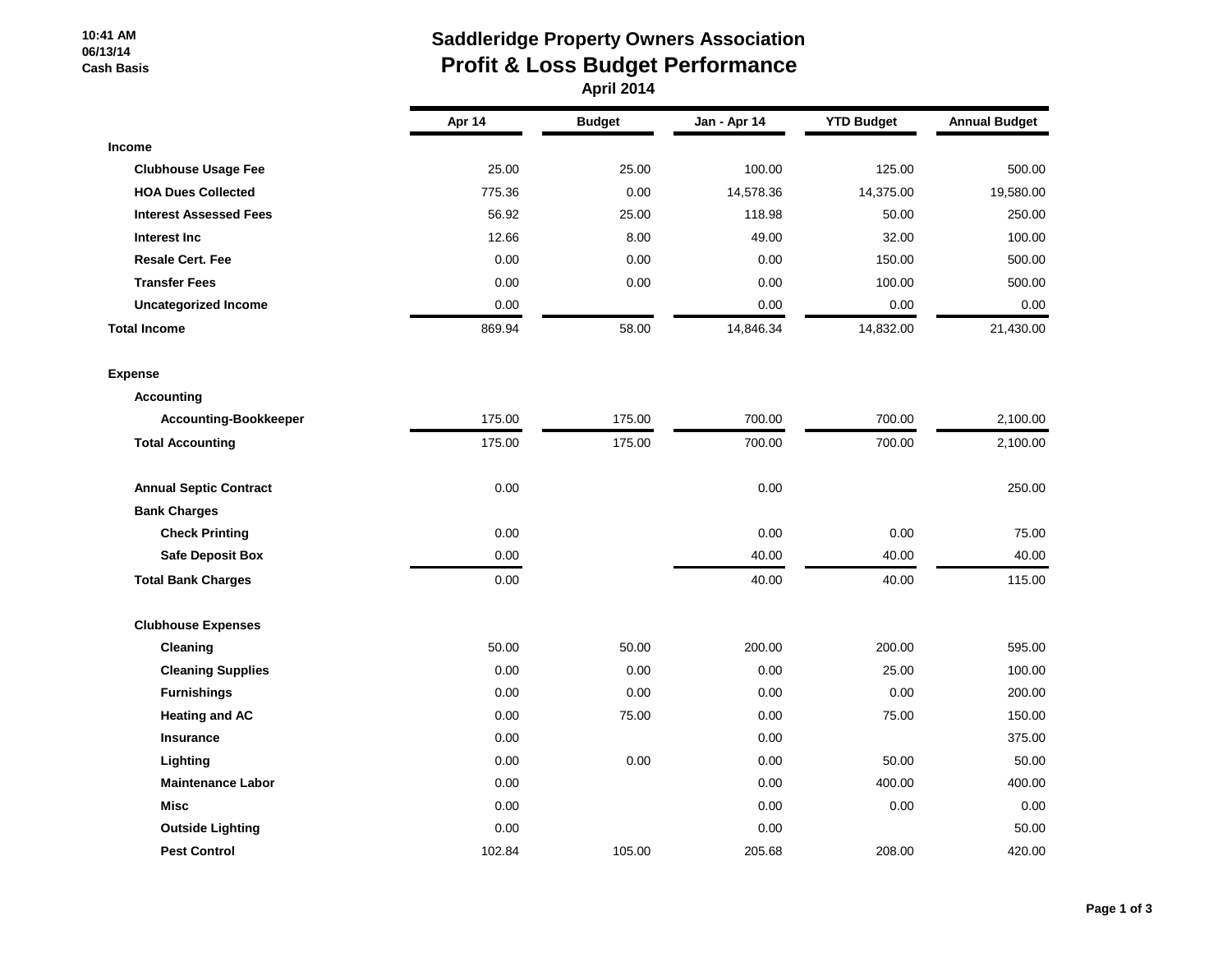10:41 AM
06/13/14
Cash Basis

# Saddleridge Property Owners Association
## Profit & Loss Budget Performance
### April 2014

| | Apr 14 | Budget | Jan - Apr 14 | YTD Budget | Annual Budget |
|---|---|---|---|---|---|
| **Income** | | | | | |
| **Clubhouse Usage Fee** | 25.00 | 25.00 | 100.00 | 125.00 | 500.00 |
| **HOA Dues Collected** | 775.36 | 0.00 | 14,578.36 | 14,375.00 | 19,580.00 |
| **Interest Assessed Fees** | 56.92 | 25.00 | 118.98 | 50.00 | 250.00 |
| **Interest Inc** | 12.66 | 8.00 | 49.00 | 32.00 | 100.00 |
| **Resale Cert. Fee** | 0.00 | 0.00 | 0.00 | 150.00 | 500.00 |
| **Transfer Fees** | 0.00 | 0.00 | 0.00 | 100.00 | 500.00 |
| **Uncategorized Income** | 0.00 | | 0.00 | 0.00 | 0.00 |
| **Total Income** | 869.94 | 58.00 | 14,846.34 | 14,832.00 | 21,430.00 |
| | | | | | |
| **Expense** | | | | | |
| **Accounting** | | | | | |
| **Accounting-Bookkeeper** | 175.00 | 175.00 | 700.00 | 700.00 | 2,100.00 |
| **Total Accounting** | 175.00 | 175.00 | 700.00 | 700.00 | 2,100.00 |
| | | | | | |
| **Annual Septic Contract** | 0.00 | | 0.00 | | 250.00 |
| **Bank Charges** | | | | | |
| **Check Printing** | 0.00 | | 0.00 | 0.00 | 75.00 |
| **Safe Deposit Box** | 0.00 | | 40.00 | 40.00 | 40.00 |
| **Total Bank Charges** | 0.00 | | 40.00 | 40.00 | 115.00 |
| | | | | | |
| **Clubhouse Expenses** | | | | | |
| **Cleaning** | 50.00 | 50.00 | 200.00 | 200.00 | 595.00 |
| **Cleaning Supplies** | 0.00 | 0.00 | 0.00 | 25.00 | 100.00 |
| **Furnishings** | 0.00 | 0.00 | 0.00 | 0.00 | 200.00 |
| **Heating and AC** | 0.00 | 75.00 | 0.00 | 75.00 | 150.00 |
| **Insurance** | 0.00 | | 0.00 | | 375.00 |
| **Lighting** | 0.00 | 0.00 | 0.00 | 50.00 | 50.00 |
| **Maintenance Labor** | 0.00 | | 0.00 | 400.00 | 400.00 |
| **Misc** | 0.00 | | 0.00 | 0.00 | 0.00 |
| **Outside Lighting** | 0.00 | | 0.00 | | 50.00 |
| **Pest Control** | 102.84 | 105.00 | 205.68 | 208.00 | 420.00 |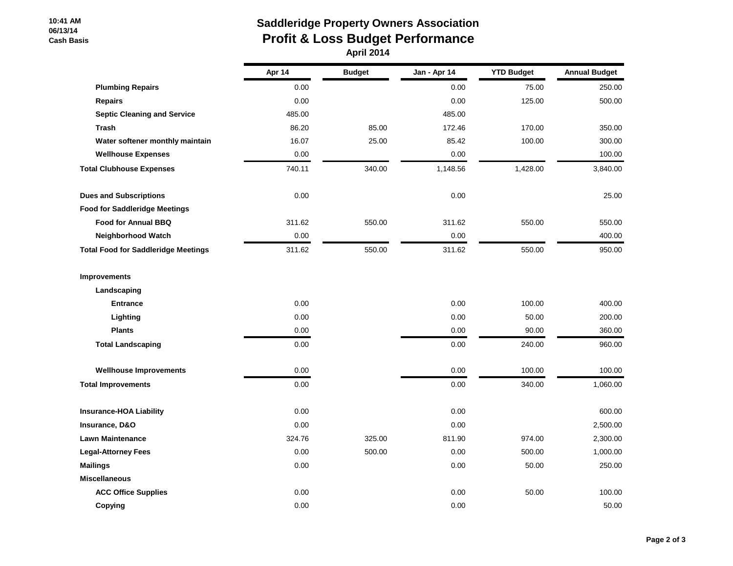**10:41 AM**
**06/13/14**
**Cash Basis**

# Saddleridge Property Owners Association
## Profit & Loss Budget Performance
### April 2014

| | Apr 14 | Budget | Jan - Apr 14 | YTD Budget | Annual Budget |
|---|---|---|---|---|---|
| **Plumbing Repairs** | 0.00 | | 0.00 | 75.00 | 250.00 |
| **Repairs** | 0.00 | | 0.00 | 125.00 | 500.00 |
| **Septic Cleaning and Service** | 485.00 | | 485.00 | | |
| **Trash** | 86.20 | 85.00 | 172.46 | 170.00 | 350.00 |
| **Water softener monthly maintain** | 16.07 | 25.00 | 85.42 | 100.00 | 300.00 |
| **Wellhouse Expenses** | 0.00 | | 0.00 | | 100.00 |
| **Total Clubhouse Expenses** | 740.11 | 340.00 | 1,148.56 | 1,428.00 | 3,840.00 |
| | | | | | |
| **Dues and Subscriptions** | 0.00 | | 0.00 | | 25.00 |
| **Food for Saddleridge Meetings** | | | | | |
| **Food for Annual BBQ** | 311.62 | 550.00 | 311.62 | 550.00 | 550.00 |
| **Neighborhood Watch** | 0.00 | | 0.00 | | 400.00 |
| **Total Food for Saddleridge Meetings** | 311.62 | 550.00 | 311.62 | 550.00 | 950.00 |
| | | | | | |
| **Improvements** | | | | | |
| **Landscaping** | | | | | |
| **Entrance** | 0.00 | | 0.00 | 100.00 | 400.00 |
| **Lighting** | 0.00 | | 0.00 | 50.00 | 200.00 |
| **Plants** | 0.00 | | 0.00 | 90.00 | 360.00 |
| **Total Landscaping** | 0.00 | | 0.00 | 240.00 | 960.00 |
| | | | | | |
| **Wellhouse Improvements** | 0.00 | | 0.00 | 100.00 | 100.00 |
| **Total Improvements** | 0.00 | | 0.00 | 340.00 | 1,060.00 |
| | | | | | |
| **Insurance-HOA Liability** | 0.00 | | 0.00 | | 600.00 |
| **Insurance, D&O** | 0.00 | | 0.00 | | 2,500.00 |
| **Lawn Maintenance** | 324.76 | 325.00 | 811.90 | 974.00 | 2,300.00 |
| **Legal-Attorney Fees** | 0.00 | 500.00 | 0.00 | 500.00 | 1,000.00 |
| **Mailings** | 0.00 | | 0.00 | 50.00 | 250.00 |
| **Miscellaneous** | | | | | |
| **ACC Office Supplies** | 0.00 | | 0.00 | 50.00 | 100.00 |
| **Copying** | 0.00 | | 0.00 | | 50.00 |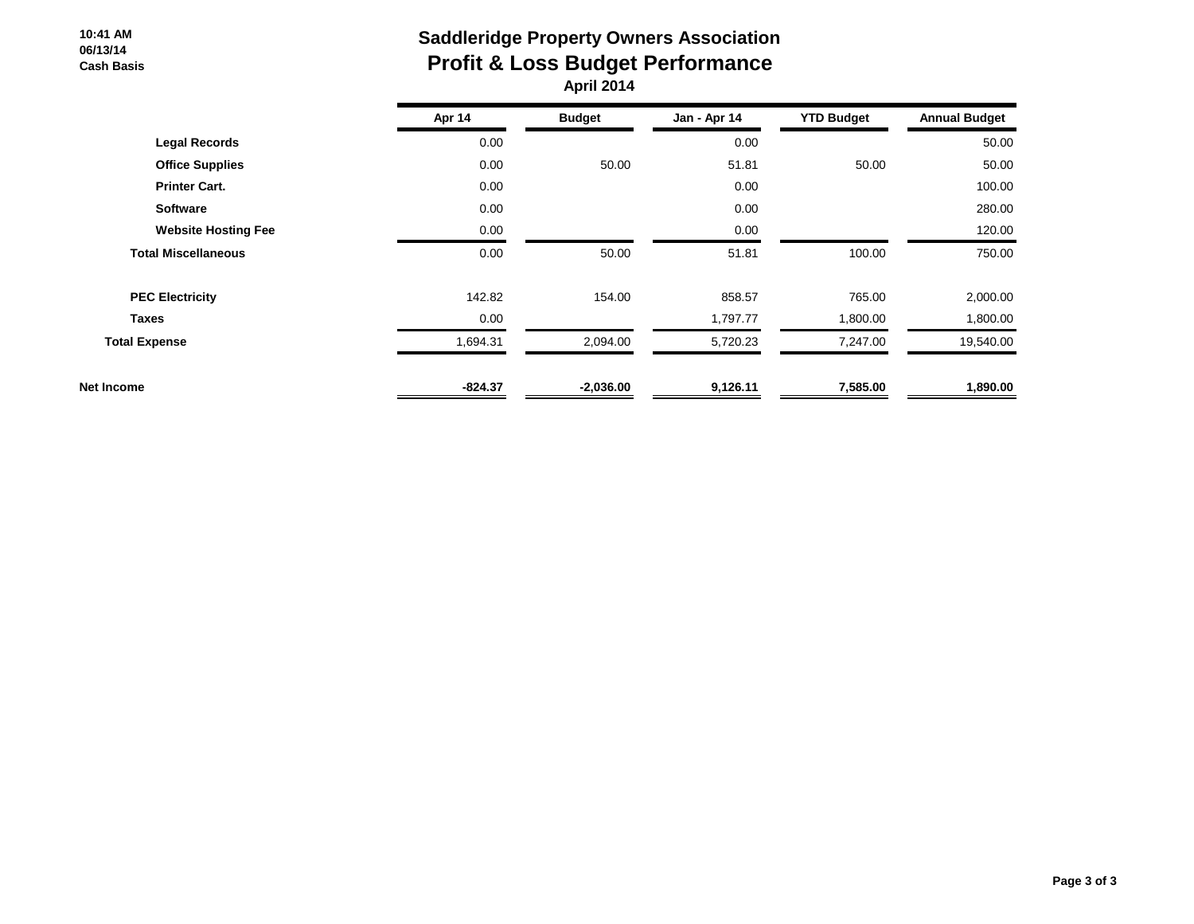**10:41 AM**
**06/13/14**
**Cash Basis**

# Saddleridge Property Owners Association
## Profit & Loss Budget Performance
### April 2014

| | Apr 14 | Budget | Jan - Apr 14 | YTD Budget | Annual Budget |
|---|---|---|---|---|---|
| **Legal Records** | 0.00 | | 0.00 | | 50.00 |
| **Office Supplies** | 0.00 | 50.00 | 51.81 | 50.00 | 50.00 |
| **Printer Cart.** | 0.00 | | 0.00 | | 100.00 |
| **Software** | 0.00 | | 0.00 | | 280.00 |
| **Website Hosting Fee** | 0.00 | | 0.00 | | 120.00 |
| **Total Miscellaneous** | 0.00 | 50.00 | 51.81 | 100.00 | 750.00 |
| **PEC Electricity** | 142.82 | 154.00 | 858.57 | 765.00 | 2,000.00 |
| **Taxes** | 0.00 | | 1,797.77 | 1,800.00 | 1,800.00 |
| **Total Expense** | 1,694.31 | 2,094.00 | 5,720.23 | 7,247.00 | 19,540.00 |
| **Net Income** | **-824.37** | **-2,036.00** | **9,126.11** | **7,585.00** | **1,890.00** |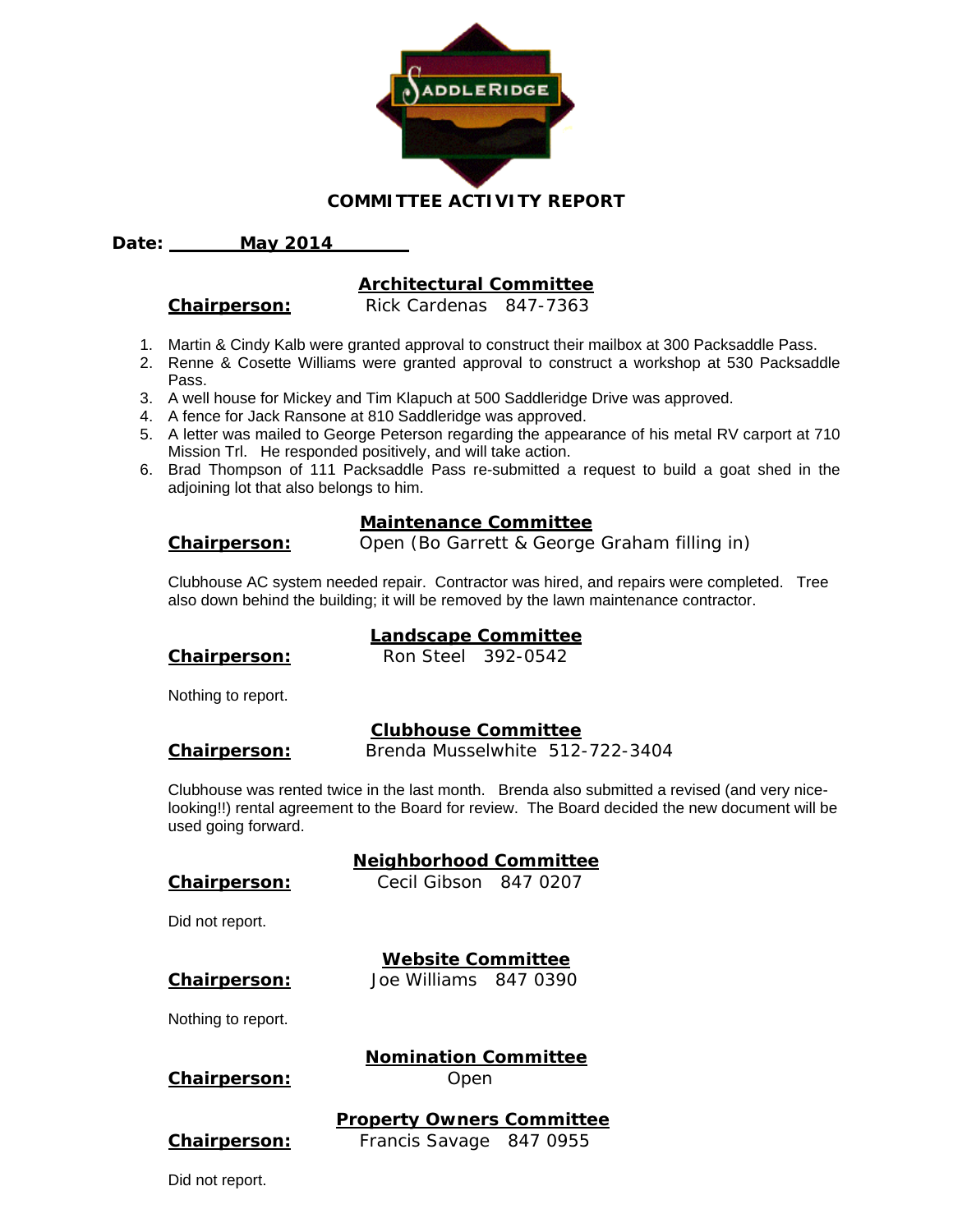# COMMITTEE ACTIVITY REPORT

**Date: May 2014**

## Architectural Committee

**Chairperson:** Rick Cardenas 847-7363

1. Martin & Cindy Kalb were granted approval to construct their mailbox at 300 Packsaddle Pass.
2. Renne & Cosette Williams were granted approval to construct a workshop at 530 Packsaddle Pass.
3. A well house for Mickey and Tim Klapuch at 500 Saddleridge Drive was approved.
4. A fence for Jack Ransone at 810 Saddleridge was approved.
5. A letter was mailed to George Peterson regarding the appearance of his metal RV carport at 710 Mission Trl. He responded positively, and will take action.
6. Brad Thompson of 111 Packsaddle Pass re-submitted a request to build a goat shed in the adjoining lot that also belongs to him.

## Maintenance Committee

**Chairperson:** Open (Bo Garrett & George Graham filling in)

Clubhouse AC system needed repair. Contractor was hired, and repairs were completed. Tree also down behind the building; it will be removed by the lawn maintenance contractor.

## Landscape Committee

**Chairperson:** Ron Steel 392-0542

Nothing to report.

## Clubhouse Committee

**Chairperson:** Brenda Musselwhite 512-722-3404

Clubhouse was rented twice in the last month. Brenda also submitted a revised (and very nice-looking!!) rental agreement to the Board for review. The Board decided the new document will be used going forward.

## Neighborhood Committee

**Chairperson:** Cecil Gibson 847 0207

Did not report.

## Website Committee

**Chairperson:** Joe Williams 847 0390

Nothing to report.

## Nomination Committee

**Chairperson:** Open

## Property Owners Committee

**Chairperson:** Francis Savage 847 0955

Did not report.